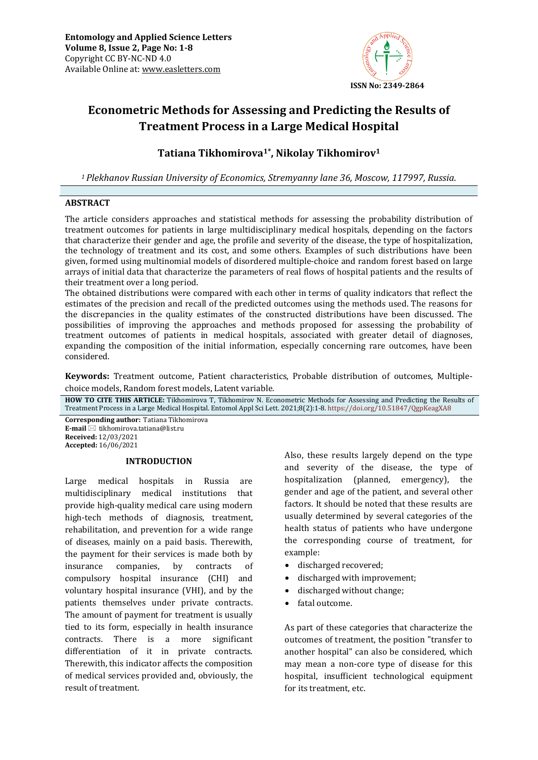Entomology and Applied Science Letters
Volume 8, Issue 2, Page No: 1-8
Copyright CC BY-NC-ND 4.0
Available Online at: www.easletters.com

ISSN No: 2349-2864

# Econometric Methods for Assessing and Predicting the Results of Treatment Process in a Large Medical Hospital

**Tatiana Tikhomirova[1*], Nikolay Tikhomirov[1]**

*[1] Plekhanov Russian University of Economics, Stremyanny lane 36, Moscow, 117997, Russia.*

## ABSTRACT

The article considers approaches and statistical methods for assessing the probability distribution of treatment outcomes for patients in large multidisciplinary medical hospitals, depending on the factors that characterize their gender and age, the profile and severity of the disease, the type of hospitalization, the technology of treatment and its cost, and some others. Examples of such distributions have been given, formed using multinomial models of disordered multiple-choice and random forest based on large arrays of initial data that characterize the parameters of real flows of hospital patients and the results of their treatment over a long period.

The obtained distributions were compared with each other in terms of quality indicators that reflect the estimates of the precision and recall of the predicted outcomes using the methods used. The reasons for the discrepancies in the quality estimates of the constructed distributions have been discussed. The possibilities of improving the approaches and methods proposed for assessing the probability of treatment outcomes of patients in medical hospitals, associated with greater detail of diagnoses, expanding the composition of the initial information, especially concerning rare outcomes, have been considered.

**Keywords:** Treatment outcome, Patient characteristics, Probable distribution of outcomes, Multiple-choice models, Random forest models, Latent variable.

**HOW TO CITE THIS ARTICLE:** Tikhomirova T, Tikhomirov N. Econometric Methods for Assessing and Predicting the Results of Treatment Process in a Large Medical Hospital. Entomol Appl Sci Lett. 2021;8(2):1-8. https://doi.org/10.51847/QgpKeagXA8

**Corresponding author:** Tatiana Tikhomirova
**E-mail** tikhomirova.tatiana@list.ru
**Received:** 12/03/2021
**Accepted:** 16/06/2021

## INTRODUCTION

Large medical hospitals in Russia are multidisciplinary medical institutions that provide high-quality medical care using modern high-tech methods of diagnosis, treatment, rehabilitation, and prevention for a wide range of diseases, mainly on a paid basis. Therewith, the payment for their services is made both by insurance companies, by contracts of compulsory hospital insurance (CHI) and voluntary hospital insurance (VHI), and by the patients themselves under private contracts. The amount of payment for treatment is usually tied to its form, especially in health insurance contracts. There is a more significant differentiation of it in private contracts. Therewith, this indicator affects the composition of medical services provided and, obviously, the result of treatment.

Also, these results largely depend on the type and severity of the disease, the type of hospitalization (planned, emergency), the gender and age of the patient, and several other factors. It should be noted that these results are usually determined by several categories of the health status of patients who have undergone the corresponding course of treatment, for example:

- discharged recovered;
- discharged with improvement;
- discharged without change;
- fatal outcome.

As part of these categories that characterize the outcomes of treatment, the position "transfer to another hospital" can also be considered, which may mean a non-core type of disease for this hospital, insufficient technological equipment for its treatment, etc.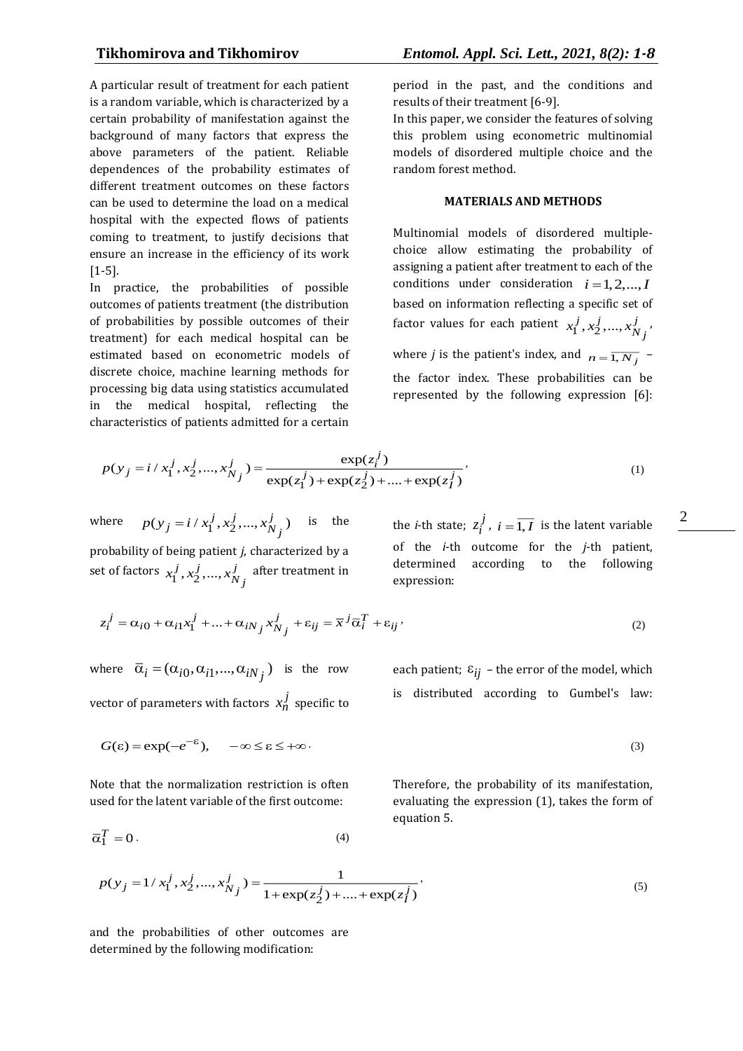A particular result of treatment for each patient is a random variable, which is characterized by a certain probability of manifestation against the background of many factors that express the above parameters of the patient. Reliable dependences of the probability estimates of different treatment outcomes on these factors can be used to determine the load on a medical hospital with the expected flows of patients coming to treatment, to justify decisions that ensure an increase in the efficiency of its work [1-5].

In practice, the probabilities of possible outcomes of patients treatment (the distribution of probabilities by possible outcomes of their treatment) for each medical hospital can be estimated based on econometric models of discrete choice, machine learning methods for processing big data using statistics accumulated in the medical hospital, reflecting the characteristics of patients admitted for a certain period in the past, and the conditions and results of their treatment [6-9].

In this paper, we consider the features of solving this problem using econometric multinomial models of disordered multiple choice and the random forest method.

## MATERIALS AND METHODS

Multinomial models of disordered multiple-choice allow estimating the probability of assigning a patient after treatment to each of the conditions under consideration $i = 1, 2, ..., I$ based on information reflecting a specific set of factor values for each patient $x_1^j, x_2^j, ..., x_{N_j}^j$, where *j* is the patient's index, and $n = \overline{1, N_j}$ – the factor index. These probabilities can be represented by the following expression [6]:

$$p(y_j = i / x_1^j, x_2^j, ..., x_{N_j}^j) = \frac{\exp(z_i^j)}{\exp(z_1^j) + \exp(z_2^j) + .... + \exp(z_I^j)}, \tag{1}$$

where $p(y_j = i / x_1^j, x_2^j, ..., x_{N_j}^j)$ is the probability of being patient *j*, characterized by a set of factors $x_1^j, x_2^j, ..., x_{N_j}^j$ after treatment in the *i*-th state; $z_i^j$, $i = \overline{1, I}$ is the latent variable of the *i*-th outcome for the *j*-th patient, determined according to the following expression:

$$z_i^j = \alpha_{i0} + \alpha_{i1} x_1^j + ... + \alpha_{iN_j} x_{N_j}^j + \varepsilon_{ij} = \bar{x}^j \bar{\alpha}_i^T + \varepsilon_{ij}, \tag{2}$$

where $\bar{\alpha}_i = (\alpha_{i0}, \alpha_{i1}, ..., \alpha_{iN_j})$ is the row vector of parameters with factors $x_n^j$ specific to each patient; $\varepsilon_{ij}$ – the error of the model, which is distributed according to Gumbel's law:

$$G(\varepsilon) = \exp(-e^{-\varepsilon}), \quad -\infty \le \varepsilon \le +\infty. \tag{3}$$

Note that the normalization restriction is often used for the latent variable of the first outcome:

$$\bar{\alpha}_1^T = 0. \tag{4}$$

Therefore, the probability of its manifestation, evaluating the expression (1), takes the form of equation 5.

$$p(y_j = 1 / x_1^j, x_2^j, ..., x_{N_j}^j) = \frac{1}{1 + \exp(z_2^j) + .... + \exp(z_I^j)}, \tag{5}$$

and the probabilities of other outcomes are determined by the following modification: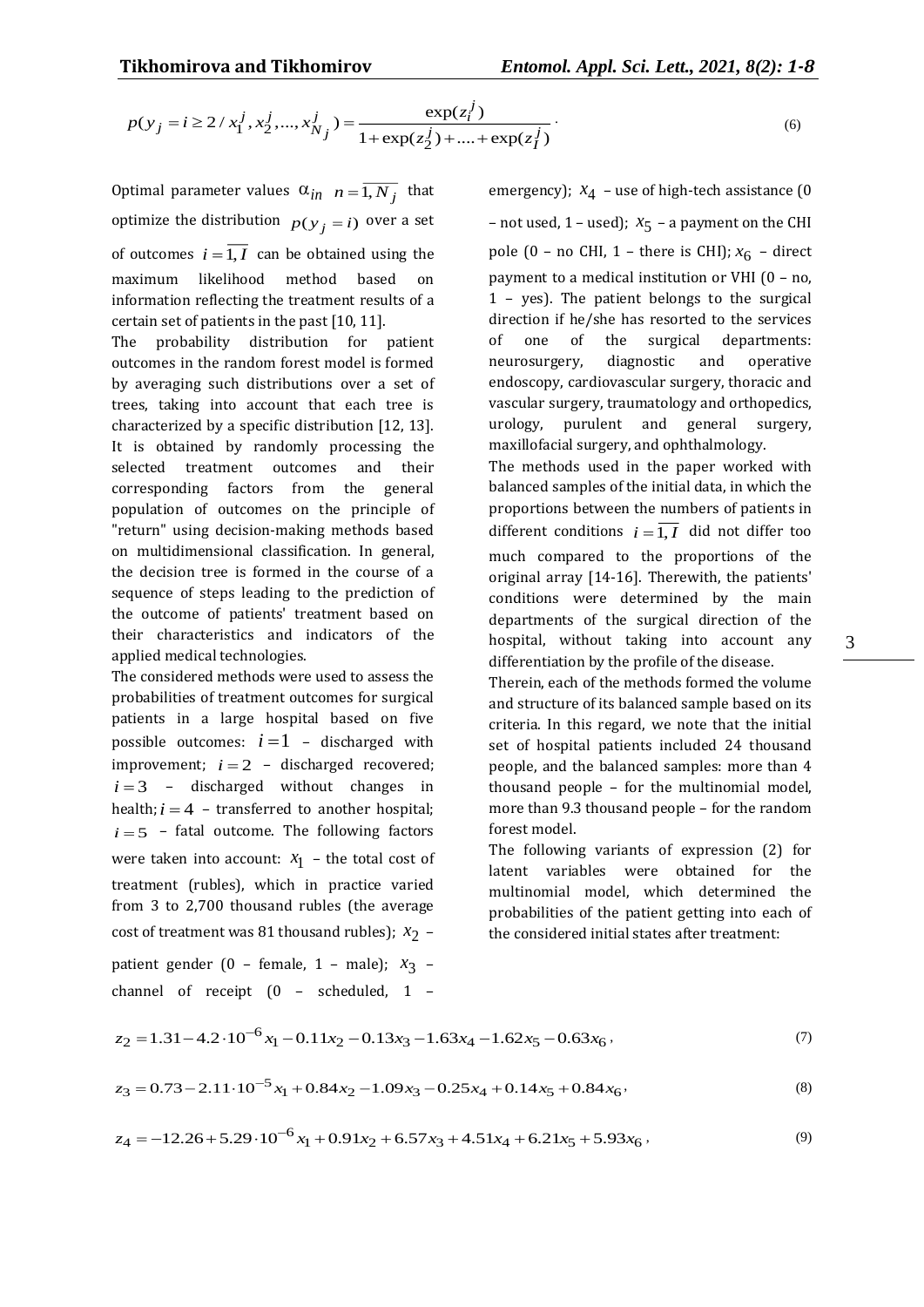$$p(y_j = i \geq 2 / x_1^j, x_2^j, ..., x_{N_j}^j) = \frac{\exp(z_i^j)}{1 + \exp(z_2^j) + .... + \exp(z_I^j)}. \tag{6}$$

Optimal parameter values $\alpha_{in}$ $n = \overline{1, N_j}$ that optimize the distribution $p(y_j = i)$ over a set of outcomes $i = \overline{1, I}$ can be obtained using the maximum likelihood method based on information reflecting the treatment results of a certain set of patients in the past [10, 11].

The probability distribution for patient outcomes in the random forest model is formed by averaging such distributions over a set of trees, taking into account that each tree is characterized by a specific distribution [12, 13]. It is obtained by randomly processing the selected treatment outcomes and their corresponding factors from the general population of outcomes on the principle of "return" using decision-making methods based on multidimensional classification. In general, the decision tree is formed in the course of a sequence of steps leading to the prediction of the outcome of patients' treatment based on their characteristics and indicators of the applied medical technologies.

The considered methods were used to assess the probabilities of treatment outcomes for surgical patients in a large hospital based on five possible outcomes: $i = 1$ – discharged with improvement; $i = 2$ – discharged recovered; $i = 3$ – discharged without changes in health; $i = 4$ – transferred to another hospital; $i = 5$ – fatal outcome. The following factors were taken into account: $x_1$ – the total cost of treatment (rubles), which in practice varied from 3 to 2,700 thousand rubles (the average cost of treatment was 81 thousand rubles); $x_2$ – patient gender (0 – female, 1 – male); $x_3$ – channel of receipt (0 – scheduled, 1 – emergency); $x_4$ – use of high-tech assistance (0 – not used, 1 – used); $x_5$ – a payment on the CHI pole (0 – no CHI, 1 – there is CHI); $x_6$ – direct payment to a medical institution or VHI (0 – no, 1 – yes). The patient belongs to the surgical direction if he/she has resorted to the services of one of the surgical departments: neurosurgery, diagnostic and operative endoscopy, cardiovascular surgery, thoracic and vascular surgery, traumatology and orthopedics, urology, purulent and general surgery, maxillofacial surgery, and ophthalmology.

The methods used in the paper worked with balanced samples of the initial data, in which the proportions between the numbers of patients in different conditions $i = \overline{1, I}$ did not differ too much compared to the proportions of the original array [14-16]. Therewith, the patients' conditions were determined by the main departments of the surgical direction of the hospital, without taking into account any differentiation by the profile of the disease.

Therein, each of the methods formed the volume and structure of its balanced sample based on its criteria. In this regard, we note that the initial set of hospital patients included 24 thousand people, and the balanced samples: more than 4 thousand people – for the multinomial model, more than 9.3 thousand people – for the random forest model.

The following variants of expression (2) for latent variables were obtained for the multinomial model, which determined the probabilities of the patient getting into each of the considered initial states after treatment:

$$z_2 = 1.31 - 4.2 \cdot 10^{-6} x_1 - 0.11 x_2 - 0.13 x_3 - 1.63 x_4 - 1.62 x_5 - 0.63 x_6, \tag{7}$$

$$z_3 = 0.73 - 2.11 \cdot 10^{-5} x_1 + 0.84 x_2 - 1.09 x_3 - 0.25 x_4 + 0.14 x_5 + 0.84 x_6, \tag{8}$$

$$z_4 = -12.26 + 5.29 \cdot 10^{-6} x_1 + 0.91 x_2 + 6.57 x_3 + 4.51 x_4 + 6.21 x_5 + 5.93 x_6, \tag{9}$$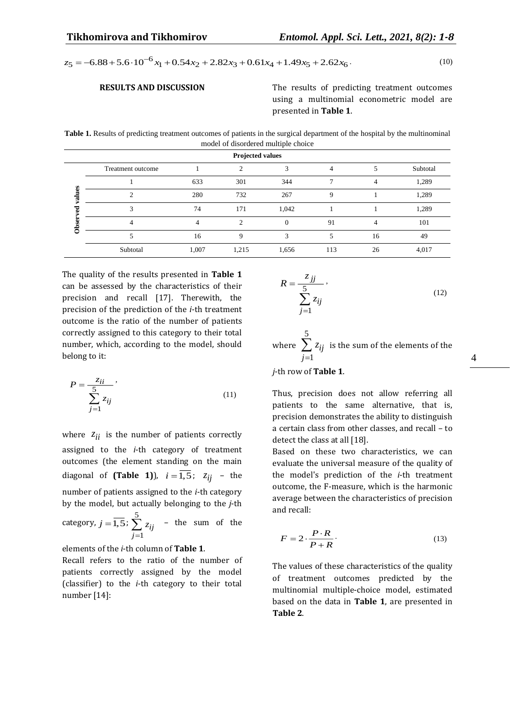$$z_5 = -6.88 + 5.6 \cdot 10^{-6} x_1 + 0.54 x_2 + 2.82 x_3 + 0.61 x_4 + 1.49 x_5 + 2.62 x_6 \cdot \quad (10)$$

## RESULTS AND DISCUSSION

The results of predicting treatment outcomes using a multinomial econometric model are presented in **Table 1**.

**Table 1.** Results of predicting treatment outcomes of patients in the surgical department of the hospital by the multinominal model of disordered multiple choice

| | Projected values | | | | | | |
|---|---|---|---|---|---|---|---|
| | Treatment outcome | 1 | 2 | 3 | 4 | 5 | Subtotal |
| Observed values | 1 | 633 | 301 | 344 | 7 | 4 | 1,289 |
| | 2 | 280 | 732 | 267 | 9 | 1 | 1,289 |
| | 3 | 74 | 171 | 1,042 | 1 | 1 | 1,289 |
| | 4 | 4 | 2 | 0 | 91 | 4 | 101 |
| | 5 | 16 | 9 | 3 | 5 | 16 | 49 |
| | Subtotal | 1,007 | 1,215 | 1,656 | 113 | 26 | 4,017 |

The quality of the results presented in **Table 1** can be assessed by the characteristics of their precision and recall [17]. Therewith, the precision of the prediction of the *i*-th treatment outcome is the ratio of the number of patients correctly assigned to this category to their total number, which, according to the model, should belong to it:

$$P = \frac{z_{ii}}{\sum_{j=1}^{5} z_{ij}}, \quad (11)$$

where $z_{ii}$ is the number of patients correctly assigned to the *i*-th category of treatment outcomes (the element standing on the main diagonal of **(Table 1)**), $i = \overline{1,5}$; $z_{ij}$ – the number of patients assigned to the *i*-th category by the model, but actually belonging to the *j*-th category, $j = \overline{1,5}$; $\sum_{j=1}^{5} z_{ij}$ – the sum of the elements of the *i*-th column of **Table 1**.

Recall refers to the ratio of the number of patients correctly assigned by the model (classifier) to the *i*-th category to their total number [14]:

$$R = \frac{z_{jj}}{\sum_{j=1}^{5} z_{ij}}, \quad (12)$$

where $\sum_{j=1}^{5} z_{ij}$ is the sum of the elements of the *j*-th row of **Table 1**.

Thus, precision does not allow referring all patients to the same alternative, that is, precision demonstrates the ability to distinguish a certain class from other classes, and recall – to detect the class at all [18].

Based on these two characteristics, we can evaluate the universal measure of the quality of the model's prediction of the *i*-th treatment outcome, the F-measure, which is the harmonic average between the characteristics of precision and recall:

$$F = 2 \cdot \frac{P \cdot R}{P + R} \cdot \quad (13)$$

The values of these characteristics of the quality of treatment outcomes predicted by the multinomial multiple-choice model, estimated based on the data in **Table 1**, are presented in **Table 2**.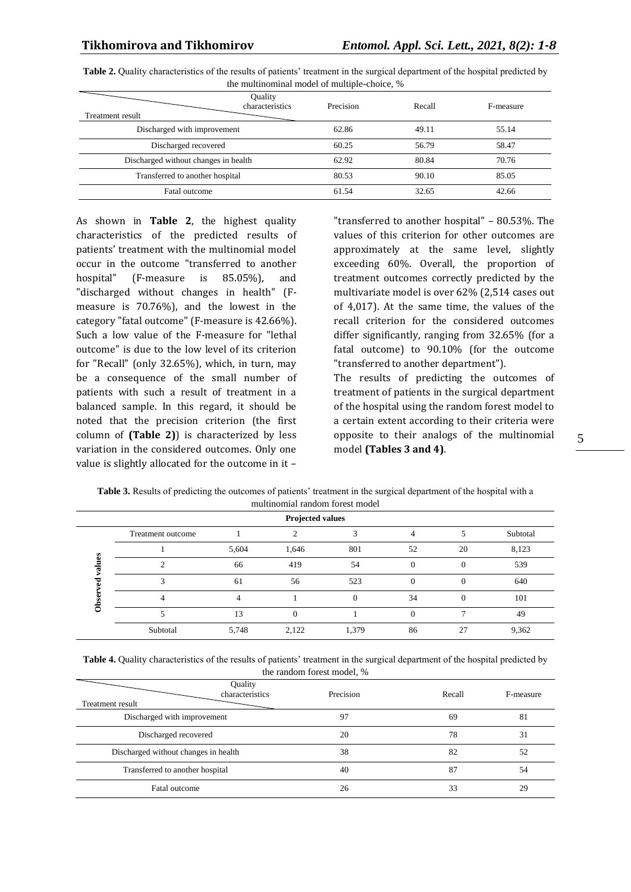**Table 2.** Quality characteristics of the results of patients' treatment in the surgical department of the hospital predicted by the multinominal model of multiple-choice, %

| Treatment result \ Quality characteristics | Precision | Recall | F-measure |
|---|---|---|---|
| Discharged with improvement | 62.86 | 49.11 | 55.14 |
| Discharged recovered | 60.25 | 56.79 | 58.47 |
| Discharged without changes in health | 62.92 | 80.84 | 70.76 |
| Transferred to another hospital | 80.53 | 90.10 | 85.05 |
| Fatal outcome | 61.54 | 32.65 | 42.66 |

As shown in **Table 2**, the highest quality characteristics of the predicted results of patients' treatment with the multinomial model occur in the outcome "transferred to another hospital" (F-measure is 85.05%), and "discharged without changes in health" (F-measure is 70.76%), and the lowest in the category "fatal outcome" (F-measure is 42.66%). Such a low value of the F-measure for "lethal outcome" is due to the low level of its criterion for "Recall" (only 32.65%), which, in turn, may be a consequence of the small number of patients with such a result of treatment in a balanced sample. In this regard, it should be noted that the precision criterion (the first column of **(Table 2)**) is characterized by less variation in the considered outcomes. Only one value is slightly allocated for the outcome in it – "transferred to another hospital" – 80.53%. The values of this criterion for other outcomes are approximately at the same level, slightly exceeding 60%. Overall, the proportion of treatment outcomes correctly predicted by the multivariate model is over 62% (2,514 cases out of 4,017). At the same time, the values of the recall criterion for the considered outcomes differ significantly, ranging from 32.65% (for a fatal outcome) to 90.10% (for the outcome "transferred to another department").

The results of predicting the outcomes of treatment of patients in the surgical department of the hospital using the random forest model to a certain extent according to their criteria were opposite to their analogs of the multinomial model **(Tables 3 and 4)**.

**Table 3.** Results of predicting the outcomes of patients' treatment in the surgical department of the hospital with a multinomial random forest model

| | Projected values | | | | | | |
|---|---|---|---|---|---|---|---|
| **Observed values** | Treatment outcome | 1 | 2 | 3 | 4 | 5 | Subtotal |
| | 1 | 5,604 | 1,646 | 801 | 52 | 20 | 8,123 |
| | 2 | 66 | 419 | 54 | 0 | 0 | 539 |
| | 3 | 61 | 56 | 523 | 0 | 0 | 640 |
| | 4 | 4 | 1 | 0 | 34 | 0 | 101 |
| | 5 | 13 | 0 | 1 | 0 | 7 | 49 |
| | Subtotal | 5,748 | 2,122 | 1,379 | 86 | 27 | 9,362 |

**Table 4.** Quality characteristics of the results of patients' treatment in the surgical department of the hospital predicted by the random forest model, %

| Treatment result \ Quality characteristics | Precision | Recall | F-measure |
|---|---|---|---|
| Discharged with improvement | 97 | 69 | 81 |
| Discharged recovered | 20 | 78 | 31 |
| Discharged without changes in health | 38 | 82 | 52 |
| Transferred to another hospital | 40 | 87 | 54 |
| Fatal outcome | 26 | 33 | 29 |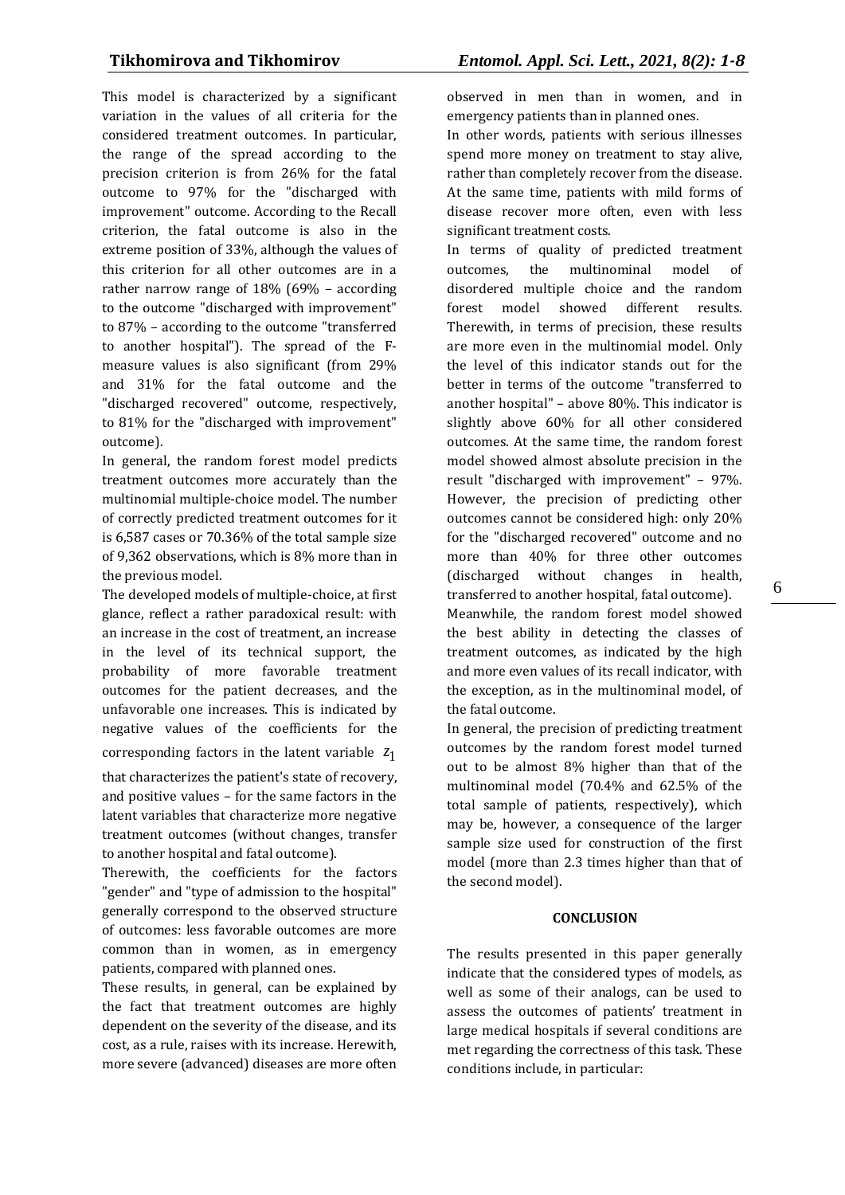This model is characterized by a significant variation in the values of all criteria for the considered treatment outcomes. In particular, the range of the spread according to the precision criterion is from 26% for the fatal outcome to 97% for the "discharged with improvement" outcome. According to the Recall criterion, the fatal outcome is also in the extreme position of 33%, although the values of this criterion for all other outcomes are in a rather narrow range of 18% (69% – according to the outcome "discharged with improvement" to 87% – according to the outcome "transferred to another hospital"). The spread of the F-measure values is also significant (from 29% and 31% for the fatal outcome and the "discharged recovered" outcome, respectively, to 81% for the "discharged with improvement" outcome).

In general, the random forest model predicts treatment outcomes more accurately than the multinomial multiple-choice model. The number of correctly predicted treatment outcomes for it is 6,587 cases or 70.36% of the total sample size of 9,362 observations, which is 8% more than in the previous model.

The developed models of multiple-choice, at first glance, reflect a rather paradoxical result: with an increase in the cost of treatment, an increase in the level of its technical support, the probability of more favorable treatment outcomes for the patient decreases, and the unfavorable one increases. This is indicated by negative values of the coefficients for the corresponding factors in the latent variable $z_1$ that characterizes the patient's state of recovery, and positive values – for the same factors in the latent variables that characterize more negative treatment outcomes (without changes, transfer to another hospital and fatal outcome).

Therewith, the coefficients for the factors "gender" and "type of admission to the hospital" generally correspond to the observed structure of outcomes: less favorable outcomes are more common than in women, as in emergency patients, compared with planned ones.

These results, in general, can be explained by the fact that treatment outcomes are highly dependent on the severity of the disease, and its cost, as a rule, raises with its increase. Herewith, more severe (advanced) diseases are more often observed in men than in women, and in emergency patients than in planned ones.

In other words, patients with serious illnesses spend more money on treatment to stay alive, rather than completely recover from the disease. At the same time, patients with mild forms of disease recover more often, even with less significant treatment costs.

In terms of quality of predicted treatment outcomes, the multinominal model of disordered multiple choice and the random forest model showed different results. Therewith, in terms of precision, these results are more even in the multinomial model. Only the level of this indicator stands out for the better in terms of the outcome "transferred to another hospital" – above 80%. This indicator is slightly above 60% for all other considered outcomes. At the same time, the random forest model showed almost absolute precision in the result "discharged with improvement" – 97%. However, the precision of predicting other outcomes cannot be considered high: only 20% for the "discharged recovered" outcome and no more than 40% for three other outcomes (discharged without changes in health, transferred to another hospital, fatal outcome).

Meanwhile, the random forest model showed the best ability in detecting the classes of treatment outcomes, as indicated by the high and more even values of its recall indicator, with the exception, as in the multinominal model, of the fatal outcome.

In general, the precision of predicting treatment outcomes by the random forest model turned out to be almost 8% higher than that of the multinominal model (70.4% and 62.5% of the total sample of patients, respectively), which may be, however, a consequence of the larger sample size used for construction of the first model (more than 2.3 times higher than that of the second model).

## CONCLUSION

The results presented in this paper generally indicate that the considered types of models, as well as some of their analogs, can be used to assess the outcomes of patients' treatment in large medical hospitals if several conditions are met regarding the correctness of this task. These conditions include, in particular: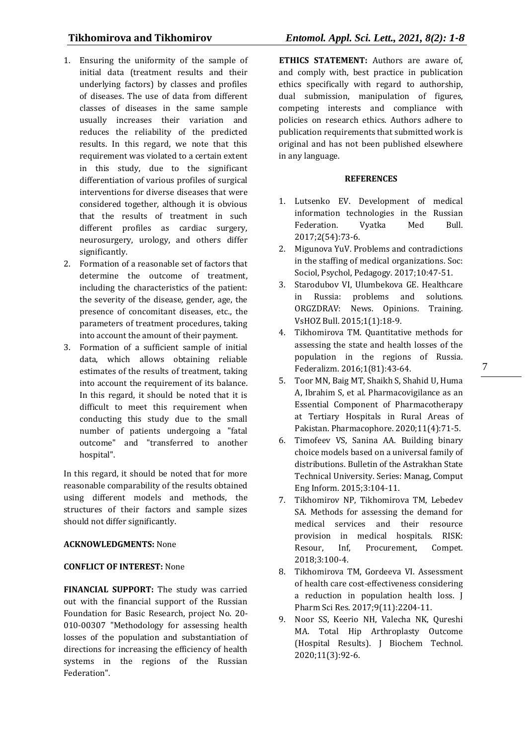1. Ensuring the uniformity of the sample of initial data (treatment results and their underlying factors) by classes and profiles of diseases. The use of data from different classes of diseases in the same sample usually increases their variation and reduces the reliability of the predicted results. In this regard, we note that this requirement was violated to a certain extent in this study, due to the significant differentiation of various profiles of surgical interventions for diverse diseases that were considered together, although it is obvious that the results of treatment in such different profiles as cardiac surgery, neurosurgery, urology, and others differ significantly.
2. Formation of a reasonable set of factors that determine the outcome of treatment, including the characteristics of the patient: the severity of the disease, gender, age, the presence of concomitant diseases, etc., the parameters of treatment procedures, taking into account the amount of their payment.
3. Formation of a sufficient sample of initial data, which allows obtaining reliable estimates of the results of treatment, taking into account the requirement of its balance. In this regard, it should be noted that it is difficult to meet this requirement when conducting this study due to the small number of patients undergoing a "fatal outcome" and "transferred to another hospital".

In this regard, it should be noted that for more reasonable comparability of the results obtained using different models and methods, the structures of their factors and sample sizes should not differ significantly.

**ACKNOWLEDGMENTS:** None

**CONFLICT OF INTEREST:** None

**FINANCIAL SUPPORT:** The study was carried out with the financial support of the Russian Foundation for Basic Research, project No. 20-010-00307 "Methodology for assessing health losses of the population and substantiation of directions for increasing the efficiency of health systems in the regions of the Russian Federation".

**ETHICS STATEMENT:** Authors are aware of, and comply with, best practice in publication ethics specifically with regard to authorship, dual submission, manipulation of figures, competing interests and compliance with policies on research ethics. Authors adhere to publication requirements that submitted work is original and has not been published elsewhere in any language.

## REFERENCES

1. Lutsenko EV. Development of medical information technologies in the Russian Federation. Vyatka Med Bull. 2017;2(54):73-6.
2. Migunova YuV. Problems and contradictions in the staffing of medical organizations. Soc: Sociol, Psychol, Pedagogy. 2017;10:47-51.
3. Starodubov VI, Ulumbekova GE. Healthcare in Russia: problems and solutions. ORGZDRAV: News. Opinions. Training. VsHOZ Bull. 2015;1(1):18-9.
4. Tikhomirova TM. Quantitative methods for assessing the state and health losses of the population in the regions of Russia. Federalizm. 2016;1(81):43-64.
5. Toor MN, Baig MT, Shaikh S, Shahid U, Huma A, Ibrahim S, et al. Pharmacovigilance as an Essential Component of Pharmacotherapy at Tertiary Hospitals in Rural Areas of Pakistan. Pharmacophore. 2020;11(4):71-5.
6. Timofeev VS, Sanina AA. Building binary choice models based on a universal family of distributions. Bulletin of the Astrakhan State Technical University. Series: Manag, Comput Eng Inform. 2015;3:104-11.
7. Tikhomirov NP, Tikhomirova TM, Lebedev SA. Methods for assessing the demand for medical services and their resource provision in medical hospitals. RISK: Resour, Inf, Procurement, Compet. 2018;3:100-4.
8. Tikhomirova TM, Gordeeva VI. Assessment of health care cost-effectiveness considering a reduction in population health loss. J Pharm Sci Res. 2017;9(11):2204-11.
9. Noor SS, Keerio NH, Valecha NK, Qureshi MA. Total Hip Arthroplasty Outcome (Hospital Results). J Biochem Technol. 2020;11(3):92-6.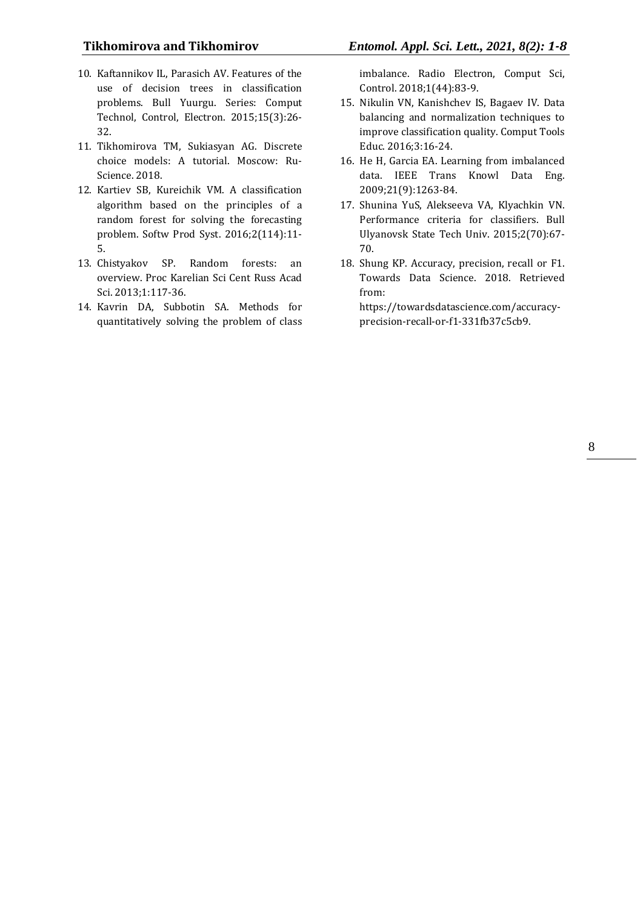10. Kaftannikov IL, Parasich AV. Features of the use of decision trees in classification problems. Bull Yuurgu. Series: Comput Technol, Control, Electron. 2015;15(3):26-32.
11. Tikhomirova TM, Sukiasyan AG. Discrete choice models: A tutorial. Moscow: Ru-Science. 2018.
12. Kartiev SB, Kureichik VM. A classification algorithm based on the principles of a random forest for solving the forecasting problem. Softw Prod Syst. 2016;2(114):11-5.
13. Chistyakov SP. Random forests: an overview. Proc Karelian Sci Cent Russ Acad Sci. 2013;1:117-36.
14. Kavrin DA, Subbotin SA. Methods for quantitatively solving the problem of class imbalance. Radio Electron, Comput Sci, Control. 2018;1(44):83-9.
15. Nikulin VN, Kanishchev IS, Bagaev IV. Data balancing and normalization techniques to improve classification quality. Comput Tools Educ. 2016;3:16-24.
16. He H, Garcia EA. Learning from imbalanced data. IEEE Trans Knowl Data Eng. 2009;21(9):1263-84.
17. Shunina YuS, Alekseeva VA, Klyachkin VN. Performance criteria for classifiers. Bull Ulyanovsk State Tech Univ. 2015;2(70):67-70.
18. Shung KP. Accuracy, precision, recall or F1. Towards Data Science. 2018. Retrieved from: https://towardsdatascience.com/accuracy-precision-recall-or-f1-331fb37c5cb9.